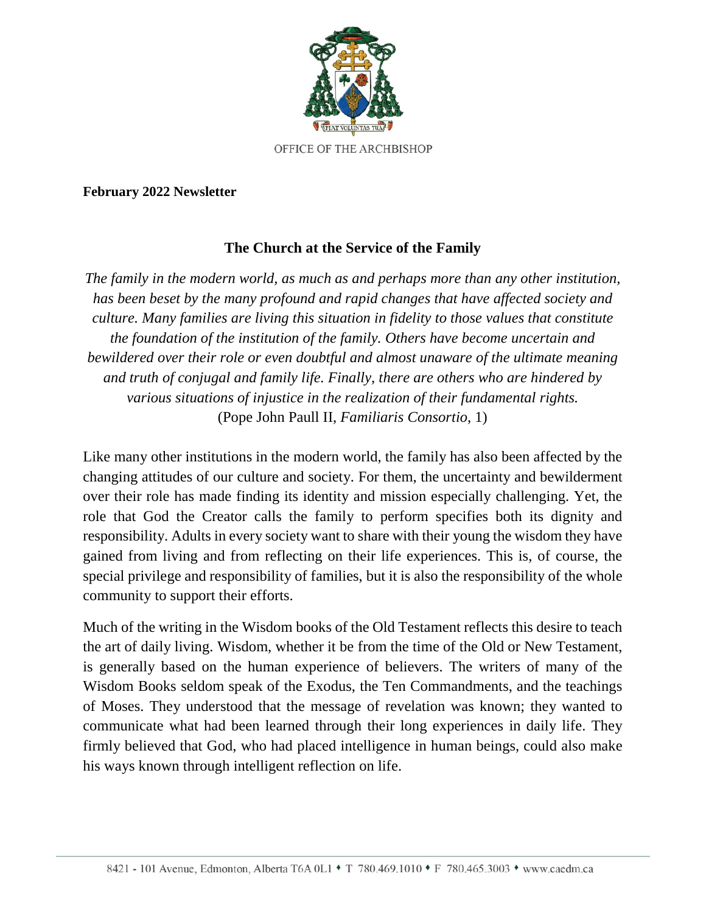OFFICE OF THE ARCHBISHOP

**February 2022 Newsletter**

## The Church at the Service of the Family

*The family in the modern world, as much as and perhaps more than any other institution, has been beset by the many profound and rapid changes that have affected society and culture. Many families are living this situation in fidelity to those values that constitute the foundation of the institution of the family. Others have become uncertain and bewildered over their role or even doubtful and almost unaware of the ultimate meaning and truth of conjugal and family life. Finally, there are others who are hindered by various situations of injustice in the realization of their fundamental rights.*
(Pope John Paull II, *Familiaris Consortio*, 1)

Like many other institutions in the modern world, the family has also been affected by the changing attitudes of our culture and society. For them, the uncertainty and bewilderment over their role has made finding its identity and mission especially challenging. Yet, the role that God the Creator calls the family to perform specifies both its dignity and responsibility. Adults in every society want to share with their young the wisdom they have gained from living and from reflecting on their life experiences. This is, of course, the special privilege and responsibility of families, but it is also the responsibility of the whole community to support their efforts.

Much of the writing in the Wisdom books of the Old Testament reflects this desire to teach the art of daily living. Wisdom, whether it be from the time of the Old or New Testament, is generally based on the human experience of believers. The writers of many of the Wisdom Books seldom speak of the Exodus, the Ten Commandments, and the teachings of Moses. They understood that the message of revelation was known; they wanted to communicate what had been learned through their long experiences in daily life. They firmly believed that God, who had placed intelligence in human beings, could also make his ways known through intelligent reflection on life.

8421 - 101 Avenue, Edmonton, Alberta T6A 0L1 • T 780.469.1010 • F 780.465.3003 • www.caedm.ca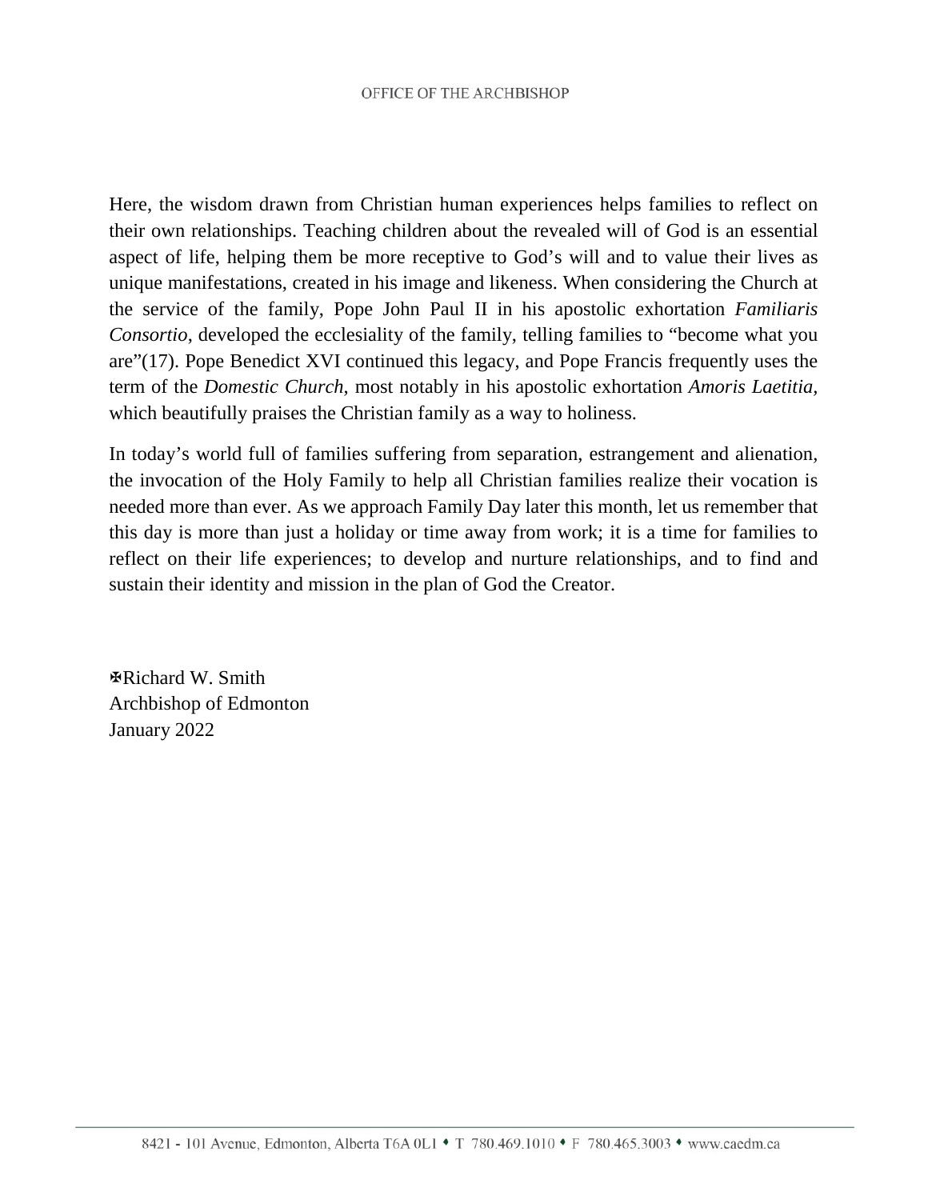Here, the wisdom drawn from Christian human experiences helps families to reflect on their own relationships. Teaching children about the revealed will of God is an essential aspect of life, helping them be more receptive to God's will and to value their lives as unique manifestations, created in his image and likeness. When considering the Church at the service of the family, Pope John Paul II in his apostolic exhortation *Familiaris Consortio*, developed the ecclesiality of the family, telling families to "become what you are"(17). Pope Benedict XVI continued this legacy, and Pope Francis frequently uses the term of the *Domestic Church*, most notably in his apostolic exhortation *Amoris Laetitia*, which beautifully praises the Christian family as a way to holiness.

In today's world full of families suffering from separation, estrangement and alienation, the invocation of the Holy Family to help all Christian families realize their vocation is needed more than ever. As we approach Family Day later this month, let us remember that this day is more than just a holiday or time away from work; it is a time for families to reflect on their life experiences; to develop and nurture relationships, and to find and sustain their identity and mission in the plan of God the Creator.

✠Richard W. Smith
Archbishop of Edmonton
January 2022